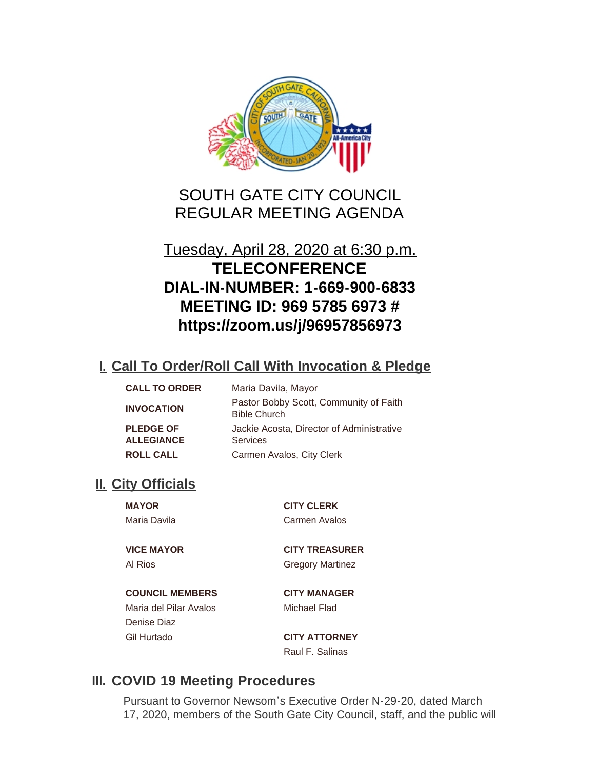# SOUTH GATE CITY COUNCIL
# REGULAR MEETING AGENDA

Tuesday, April 28, 2020 at 6:30 p.m.

**TELECONFERENCE**
**DIAL-IN-NUMBER: 1-669-900-6833**
**MEETING ID: 969 5785 6973 #**
**https://zoom.us/j/96957856973**

## I. Call To Order/Roll Call With Invocation & Pledge

| | |
|---|---|
| **CALL TO ORDER** | Maria Davila, Mayor |
| **INVOCATION** | Pastor Bobby Scott, Community of Faith Bible Church |
| **PLEDGE OF ALLEGIANCE** | Jackie Acosta, Director of Administrative Services |
| **ROLL CALL** | Carmen Avalos, City Clerk |

## II. City Officials

**MAYOR**
Maria Davila

**VICE MAYOR**
Al Rios

**COUNCIL MEMBERS**
Maria del Pilar Avalos
Denise Diaz
Gil Hurtado

**CITY CLERK**
Carmen Avalos

**CITY TREASURER**
Gregory Martinez

**CITY MANAGER**
Michael Flad

**CITY ATTORNEY**
Raul F. Salinas

## III. COVID 19 Meeting Procedures

Pursuant to Governor Newsom's Executive Order N-29-20, dated March 17, 2020, members of the South Gate City Council, staff, and the public will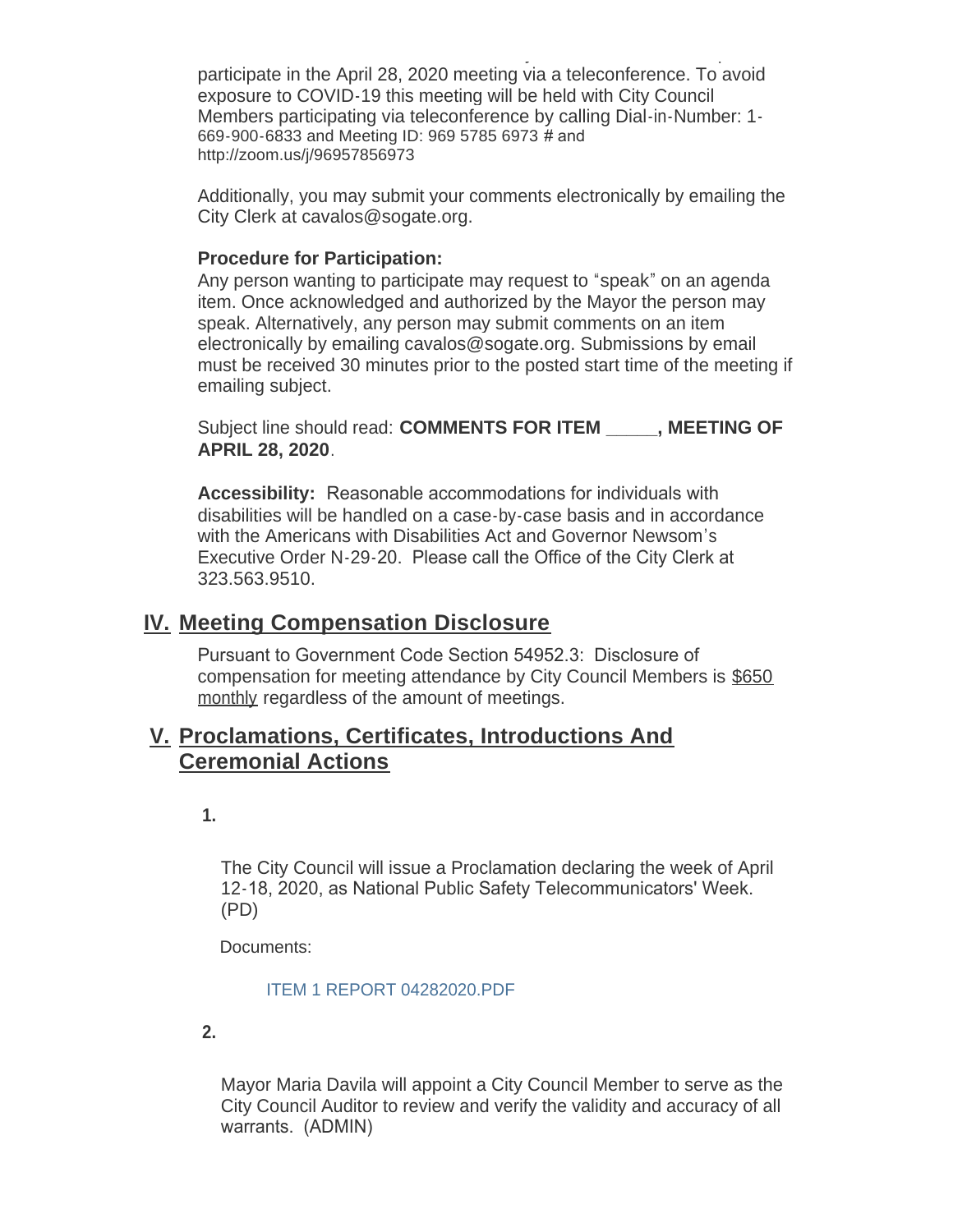participate in the April 28, 2020 meeting via a teleconference. To avoid exposure to COVID-19 this meeting will be held with City Council Members participating via teleconference by calling Dial-in-Number: 1-669-900-6833 and Meeting ID: 969 5785 6973 # and http://zoom.us/j/96957856973

Additionally, you may submit your comments electronically by emailing the City Clerk at cavalos@sogate.org.

**Procedure for Participation:**
Any person wanting to participate may request to "speak" on an agenda item. Once acknowledged and authorized by the Mayor the person may speak. Alternatively, any person may submit comments on an item electronically by emailing cavalos@sogate.org. Submissions by email must be received 30 minutes prior to the posted start time of the meeting if emailing subject.

Subject line should read: **COMMENTS FOR ITEM _____, MEETING OF APRIL 28, 2020**.

**Accessibility:** Reasonable accommodations for individuals with disabilities will be handled on a case-by-case basis and in accordance with the Americans with Disabilities Act and Governor Newsom's Executive Order N-29-20. Please call the Office of the City Clerk at 323.563.9510.

## IV. Meeting Compensation Disclosure

Pursuant to Government Code Section 54952.3: Disclosure of compensation for meeting attendance by City Council Members is $650 monthly regardless of the amount of meetings.

## V. Proclamations, Certificates, Introductions And Ceremonial Actions

**1.**

The City Council will issue a Proclamation declaring the week of April 12-18, 2020, as National Public Safety Telecommunicators' Week. (PD)

Documents:

ITEM 1 REPORT 04282020.PDF

**2.**

Mayor Maria Davila will appoint a City Council Member to serve as the City Council Auditor to review and verify the validity and accuracy of all warrants. (ADMIN)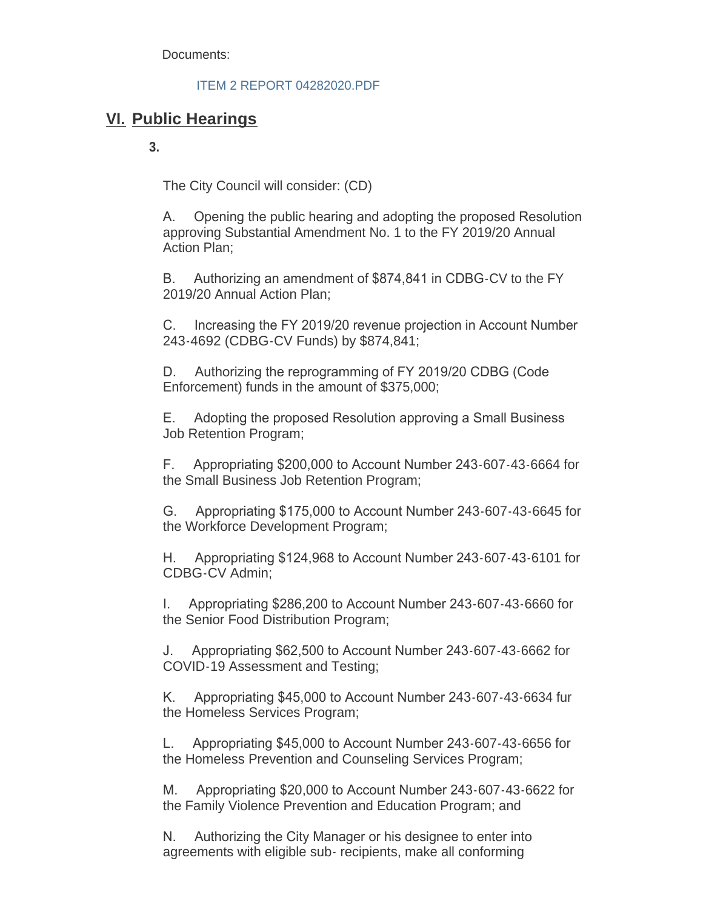Documents:

ITEM 2 REPORT 04282020.PDF

## VI. Public Hearings

**3.**

The City Council will consider: (CD)

A. Opening the public hearing and adopting the proposed Resolution approving Substantial Amendment No. 1 to the FY 2019/20 Annual Action Plan;

B. Authorizing an amendment of $874,841 in CDBG-CV to the FY 2019/20 Annual Action Plan;

C. Increasing the FY 2019/20 revenue projection in Account Number 243-4692 (CDBG-CV Funds) by $874,841;

D. Authorizing the reprogramming of FY 2019/20 CDBG (Code Enforcement) funds in the amount of $375,000;

E. Adopting the proposed Resolution approving a Small Business Job Retention Program;

F. Appropriating $200,000 to Account Number 243-607-43-6664 for the Small Business Job Retention Program;

G. Appropriating $175,000 to Account Number 243-607-43-6645 for the Workforce Development Program;

H. Appropriating $124,968 to Account Number 243-607-43-6101 for CDBG-CV Admin;

I. Appropriating $286,200 to Account Number 243-607-43-6660 for the Senior Food Distribution Program;

J. Appropriating $62,500 to Account Number 243-607-43-6662 for COVID-19 Assessment and Testing;

K. Appropriating $45,000 to Account Number 243-607-43-6634 fur the Homeless Services Program;

L. Appropriating $45,000 to Account Number 243-607-43-6656 for the Homeless Prevention and Counseling Services Program;

M. Appropriating $20,000 to Account Number 243-607-43-6622 for the Family Violence Prevention and Education Program; and

N. Authorizing the City Manager or his designee to enter into agreements with eligible sub- recipients, make all conforming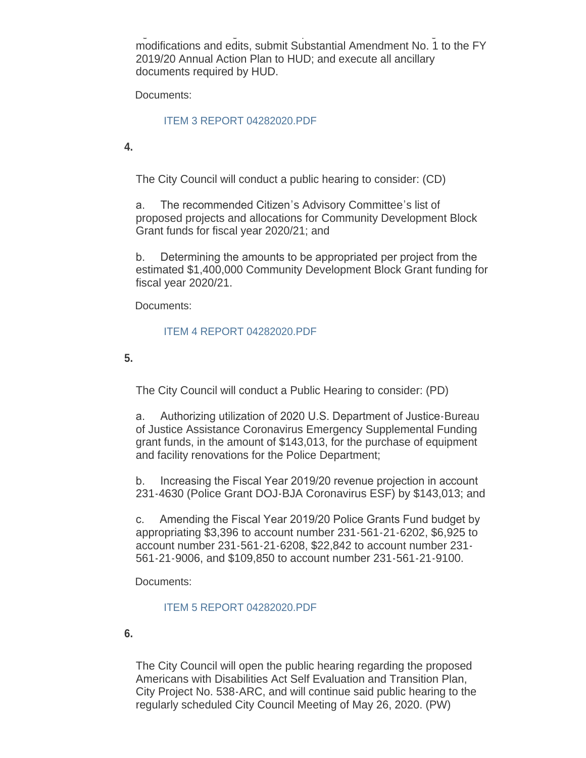modifications and edits, submit Substantial Amendment No. 1 to the FY 2019/20 Annual Action Plan to HUD; and execute all ancillary documents required by HUD.

Documents:

ITEM 3 REPORT 04282020.PDF

**4.**

The City Council will conduct a public hearing to consider: (CD)

a. The recommended Citizen's Advisory Committee's list of proposed projects and allocations for Community Development Block Grant funds for fiscal year 2020/21; and

b. Determining the amounts to be appropriated per project from the estimated $1,400,000 Community Development Block Grant funding for fiscal year 2020/21.

Documents:

ITEM 4 REPORT 04282020.PDF

**5.**

The City Council will conduct a Public Hearing to consider: (PD)

a. Authorizing utilization of 2020 U.S. Department of Justice-Bureau of Justice Assistance Coronavirus Emergency Supplemental Funding grant funds, in the amount of $143,013, for the purchase of equipment and facility renovations for the Police Department;

b. Increasing the Fiscal Year 2019/20 revenue projection in account 231-4630 (Police Grant DOJ-BJA Coronavirus ESF) by $143,013; and

c. Amending the Fiscal Year 2019/20 Police Grants Fund budget by appropriating $3,396 to account number 231-561-21-6202, $6,925 to account number 231-561-21-6208, $22,842 to account number 231-561-21-9006, and $109,850 to account number 231-561-21-9100.

Documents:

ITEM 5 REPORT 04282020.PDF

**6.**

The City Council will open the public hearing regarding the proposed Americans with Disabilities Act Self Evaluation and Transition Plan, City Project No. 538-ARC, and will continue said public hearing to the regularly scheduled City Council Meeting of May 26, 2020. (PW)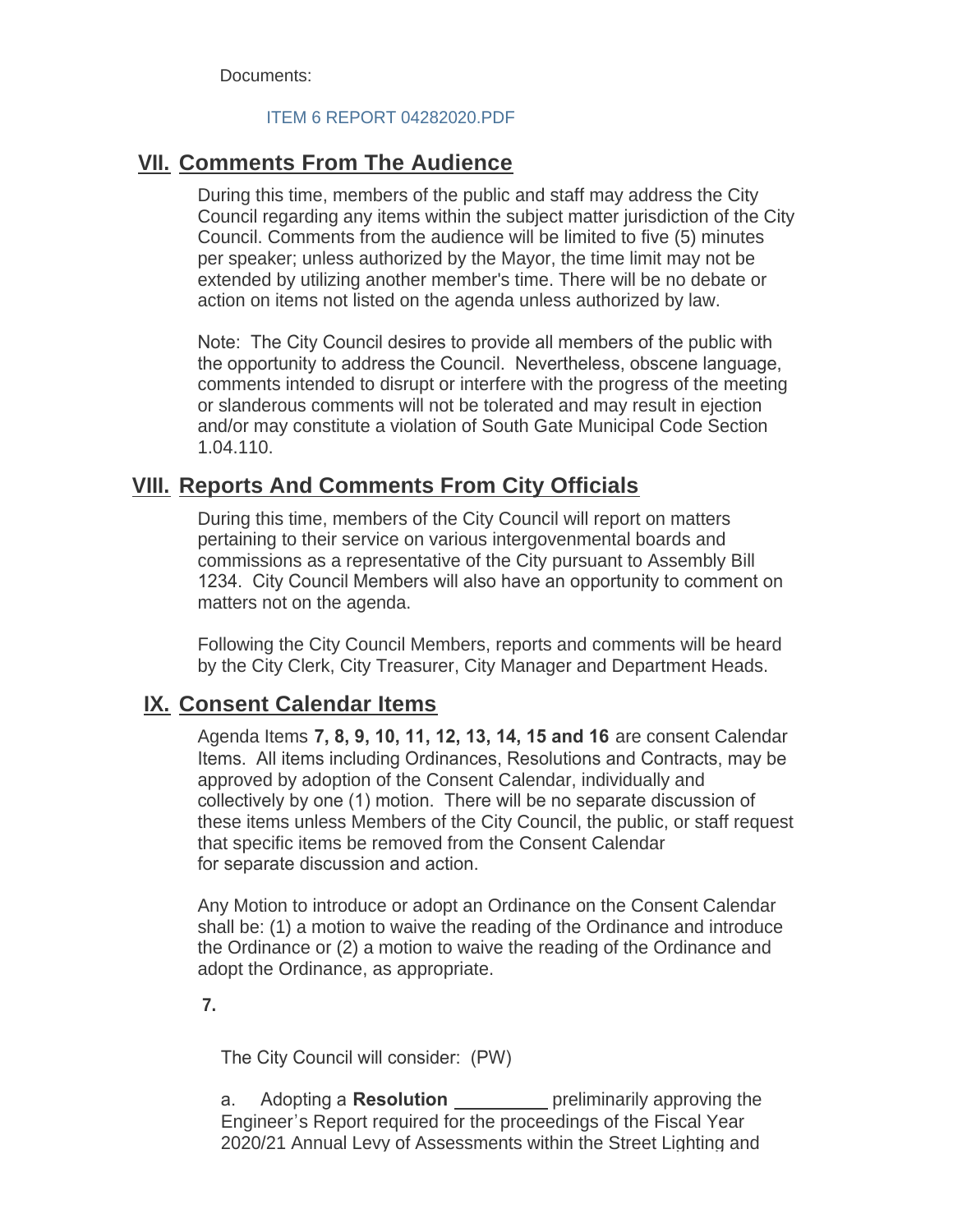Documents:

ITEM 6 REPORT 04282020.PDF

## VII. Comments From The Audience

During this time, members of the public and staff may address the City Council regarding any items within the subject matter jurisdiction of the City Council. Comments from the audience will be limited to five (5) minutes per speaker; unless authorized by the Mayor, the time limit may not be extended by utilizing another member's time. There will be no debate or action on items not listed on the agenda unless authorized by law.

Note: The City Council desires to provide all members of the public with the opportunity to address the Council. Nevertheless, obscene language, comments intended to disrupt or interfere with the progress of the meeting or slanderous comments will not be tolerated and may result in ejection and/or may constitute a violation of South Gate Municipal Code Section 1.04.110.

## VIII. Reports And Comments From City Officials

During this time, members of the City Council will report on matters pertaining to their service on various intergovenmental boards and commissions as a representative of the City pursuant to Assembly Bill 1234. City Council Members will also have an opportunity to comment on matters not on the agenda.

Following the City Council Members, reports and comments will be heard by the City Clerk, City Treasurer, City Manager and Department Heads.

## IX. Consent Calendar Items

Agenda Items **7, 8, 9, 10, 11, 12, 13, 14, 15 and 16** are consent Calendar Items. All items including Ordinances, Resolutions and Contracts, may be approved by adoption of the Consent Calendar, individually and collectively by one (1) motion. There will be no separate discussion of these items unless Members of the City Council, the public, or staff request that specific items be removed from the Consent Calendar for separate discussion and action.

Any Motion to introduce or adopt an Ordinance on the Consent Calendar shall be: (1) a motion to waive the reading of the Ordinance and introduce the Ordinance or (2) a motion to waive the reading of the Ordinance and adopt the Ordinance, as appropriate.

**7.**

The City Council will consider: (PW)

a. Adopting a **Resolution** _________ preliminarily approving the Engineer's Report required for the proceedings of the Fiscal Year 2020/21 Annual Levy of Assessments within the Street Lighting and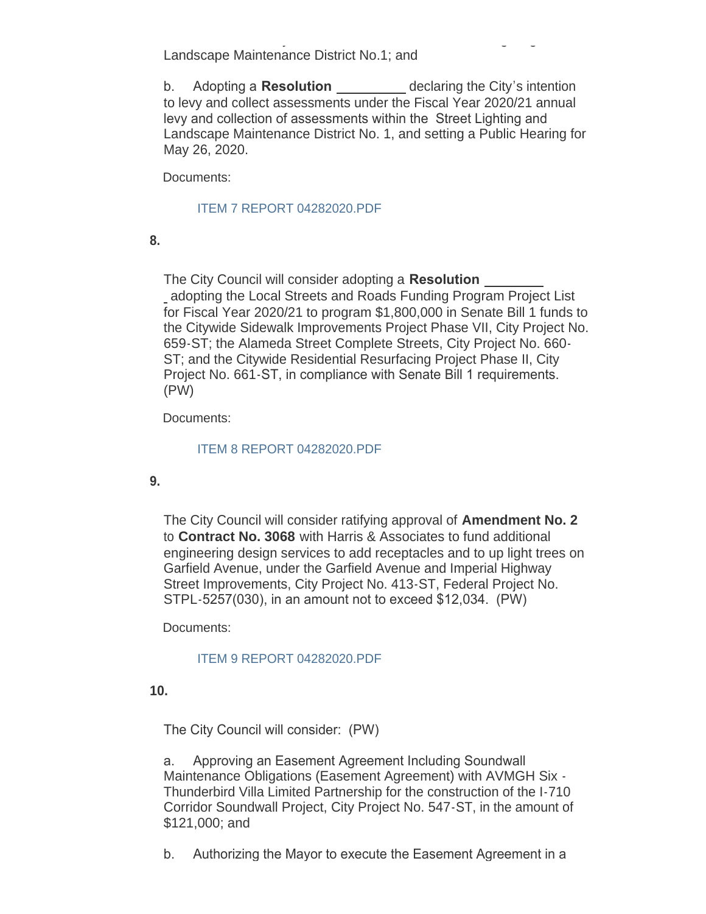Landscape Maintenance District No.1; and

b. Adopting a **Resolution** _________ declaring the City's intention to levy and collect assessments under the Fiscal Year 2020/21 annual levy and collection of assessments within the Street Lighting and Landscape Maintenance District No. 1, and setting a Public Hearing for May 26, 2020.

Documents:

ITEM 7 REPORT 04282020.PDF

**8.**

The City Council will consider adopting a **Resolution** _________ adopting the Local Streets and Roads Funding Program Project List for Fiscal Year 2020/21 to program $1,800,000 in Senate Bill 1 funds to the Citywide Sidewalk Improvements Project Phase VII, City Project No. 659-ST; the Alameda Street Complete Streets, City Project No. 660-ST; and the Citywide Residential Resurfacing Project Phase II, City Project No. 661-ST, in compliance with Senate Bill 1 requirements. (PW)

Documents:

ITEM 8 REPORT 04282020.PDF

**9.**

The City Council will consider ratifying approval of **Amendment No. 2** to **Contract No. 3068** with Harris & Associates to fund additional engineering design services to add receptacles and to up light trees on Garfield Avenue, under the Garfield Avenue and Imperial Highway Street Improvements, City Project No. 413-ST, Federal Project No. STPL-5257(030), in an amount not to exceed $12,034. (PW)

Documents:

ITEM 9 REPORT 04282020.PDF

**10.**

The City Council will consider: (PW)

a. Approving an Easement Agreement Including Soundwall Maintenance Obligations (Easement Agreement) with AVMGH Six - Thunderbird Villa Limited Partnership for the construction of the I-710 Corridor Soundwall Project, City Project No. 547-ST, in the amount of $121,000; and

b. Authorizing the Mayor to execute the Easement Agreement in a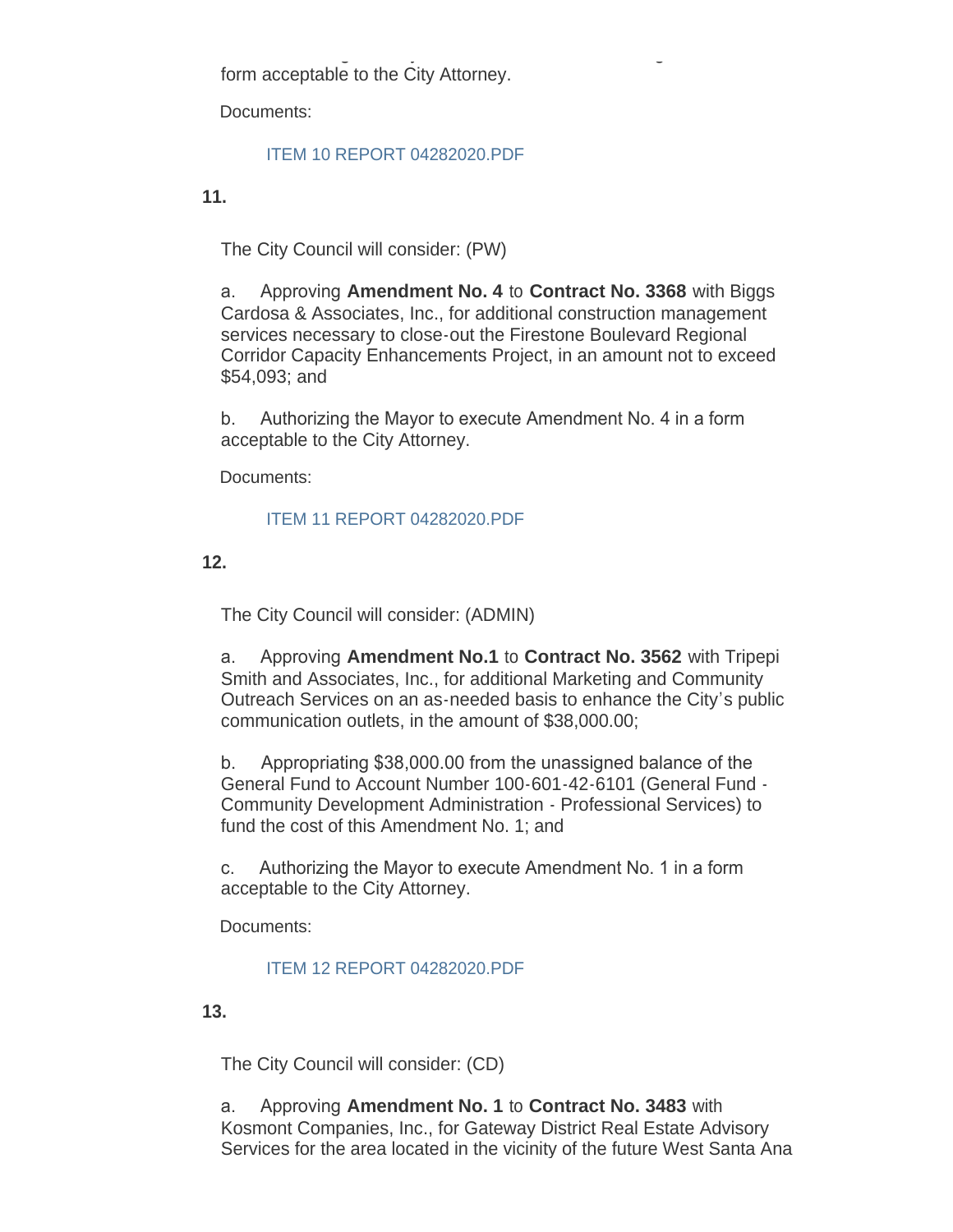form acceptable to the City Attorney.

Documents:

ITEM 10 REPORT 04282020.PDF

**11.**

The City Council will consider: (PW)

a. Approving **Amendment No. 4** to **Contract No. 3368** with Biggs Cardosa & Associates, Inc., for additional construction management services necessary to close-out the Firestone Boulevard Regional Corridor Capacity Enhancements Project, in an amount not to exceed $54,093; and

b. Authorizing the Mayor to execute Amendment No. 4 in a form acceptable to the City Attorney.

Documents:

ITEM 11 REPORT 04282020.PDF

**12.**

The City Council will consider: (ADMIN)

a. Approving **Amendment No.1** to **Contract No. 3562** with Tripepi Smith and Associates, Inc., for additional Marketing and Community Outreach Services on an as-needed basis to enhance the City's public communication outlets, in the amount of $38,000.00;

b. Appropriating $38,000.00 from the unassigned balance of the General Fund to Account Number 100-601-42-6101 (General Fund - Community Development Administration - Professional Services) to fund the cost of this Amendment No. 1; and

c. Authorizing the Mayor to execute Amendment No. 1 in a form acceptable to the City Attorney.

Documents:

ITEM 12 REPORT 04282020.PDF

**13.**

The City Council will consider: (CD)

a. Approving **Amendment No. 1** to **Contract No. 3483** with Kosmont Companies, Inc., for Gateway District Real Estate Advisory Services for the area located in the vicinity of the future West Santa Ana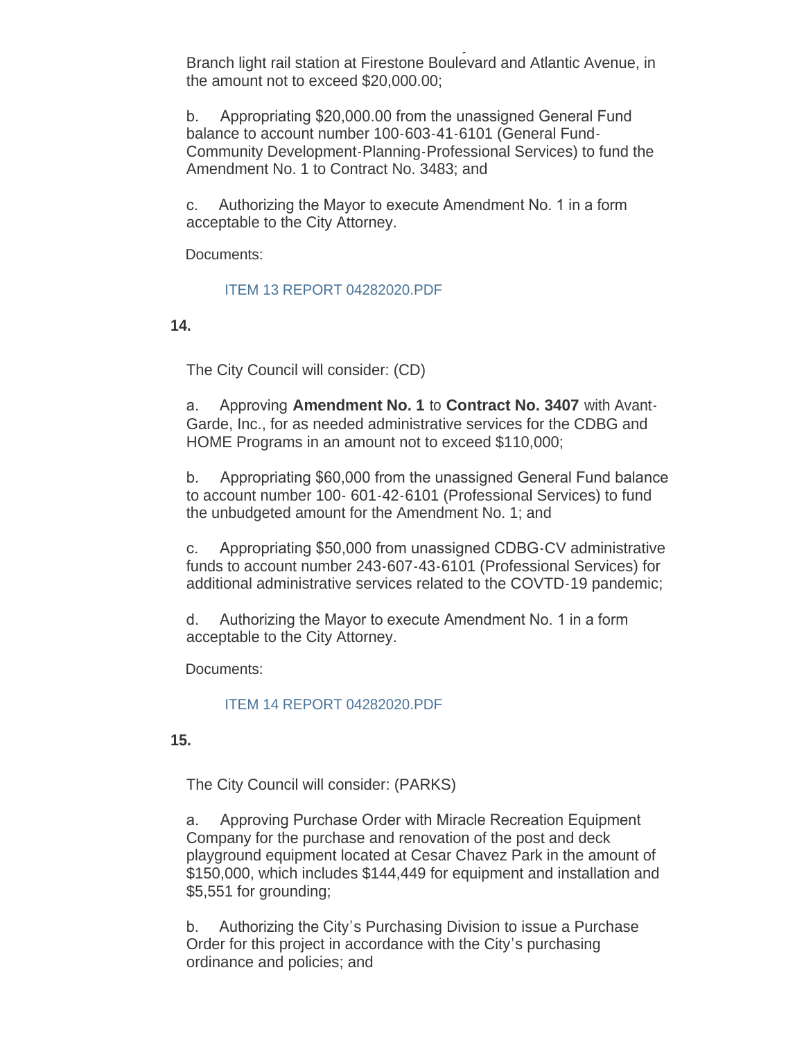Branch light rail station at Firestone Boulevard and Atlantic Avenue, in the amount not to exceed $20,000.00;

b. Appropriating $20,000.00 from the unassigned General Fund balance to account number 100-603-41-6101 (General Fund-Community Development-Planning-Professional Services) to fund the Amendment No. 1 to Contract No. 3483; and

c. Authorizing the Mayor to execute Amendment No. 1 in a form acceptable to the City Attorney.

Documents:

ITEM 13 REPORT 04282020.PDF

**14.**

The City Council will consider: (CD)

a. Approving **Amendment No. 1** to **Contract No. 3407** with Avant-Garde, Inc., for as needed administrative services for the CDBG and HOME Programs in an amount not to exceed $110,000;

b. Appropriating $60,000 from the unassigned General Fund balance to account number 100- 601-42-6101 (Professional Services) to fund the unbudgeted amount for the Amendment No. 1; and

c. Appropriating $50,000 from unassigned CDBG-CV administrative funds to account number 243-607-43-6101 (Professional Services) for additional administrative services related to the COVTD-19 pandemic;

d. Authorizing the Mayor to execute Amendment No. 1 in a form acceptable to the City Attorney.

Documents:

ITEM 14 REPORT 04282020.PDF

**15.**

The City Council will consider: (PARKS)

a. Approving Purchase Order with Miracle Recreation Equipment Company for the purchase and renovation of the post and deck playground equipment located at Cesar Chavez Park in the amount of $150,000, which includes $144,449 for equipment and installation and $5,551 for grounding;

b. Authorizing the City's Purchasing Division to issue a Purchase Order for this project in accordance with the City's purchasing ordinance and policies; and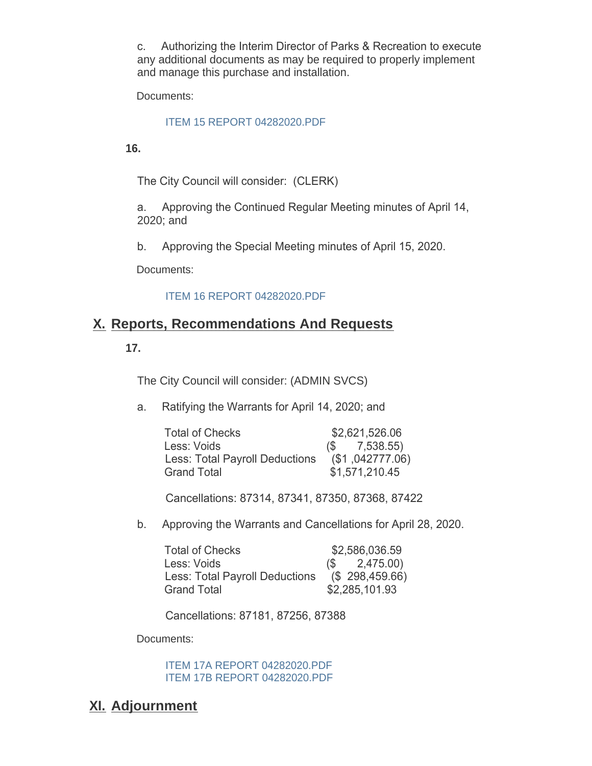c. Authorizing the Interim Director of Parks & Recreation to execute any additional documents as may be required to properly implement and manage this purchase and installation.

Documents:

ITEM 15 REPORT 04282020.PDF

**16.**

The City Council will consider: (CLERK)

a. Approving the Continued Regular Meeting minutes of April 14, 2020; and

b. Approving the Special Meeting minutes of April 15, 2020.

Documents:

ITEM 16 REPORT 04282020.PDF

## X. Reports, Recommendations And Requests

**17.**

The City Council will consider: (ADMIN SVCS)

a. Ratifying the Warrants for April 14, 2020; and

| | |
|---|---|
| Total of Checks | $2,621,526.06 |
| Less: Voids | ($ 7,538.55) |
| Less: Total Payroll Deductions | ($1 ,042777.06) |
| Grand Total | $1,571,210.45 |

Cancellations: 87314, 87341, 87350, 87368, 87422

b. Approving the Warrants and Cancellations for April 28, 2020.

| | |
|---|---|
| Total of Checks | $2,586,036.59 |
| Less: Voids | ($ 2,475.00) |
| Less: Total Payroll Deductions | ($ 298,459.66) |
| Grand Total | $2,285,101.93 |

Cancellations: 87181, 87256, 87388

Documents:

ITEM 17A REPORT 04282020.PDF
ITEM 17B REPORT 04282020.PDF

## XI. Adjournment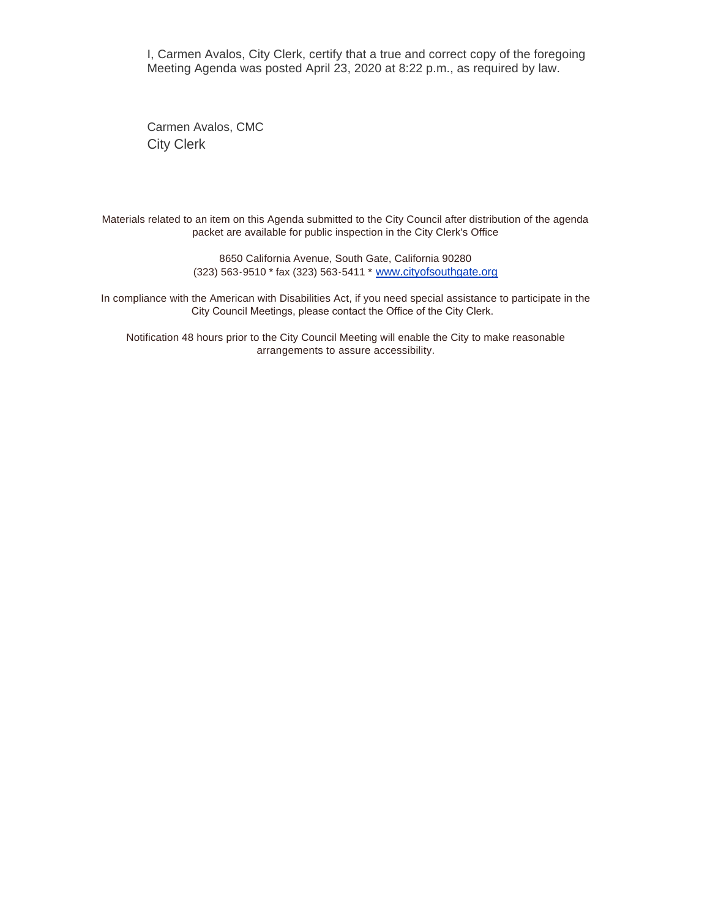I, Carmen Avalos, City Clerk, certify that a true and correct copy of the foregoing Meeting Agenda was posted April 23, 2020 at 8:22 p.m., as required by law.

Carmen Avalos, CMC
City Clerk

Materials related to an item on this Agenda submitted to the City Council after distribution of the agenda packet are available for public inspection in the City Clerk's Office

8650 California Avenue, South Gate, California 90280
(323) 563-9510 * fax (323) 563-5411 * [www.cityofsouthgate.org](http://www.cityofsouthgate.org)

In compliance with the American with Disabilities Act, if you need special assistance to participate in the City Council Meetings, please contact the Office of the City Clerk.

Notification 48 hours prior to the City Council Meeting will enable the City to make reasonable arrangements to assure accessibility.